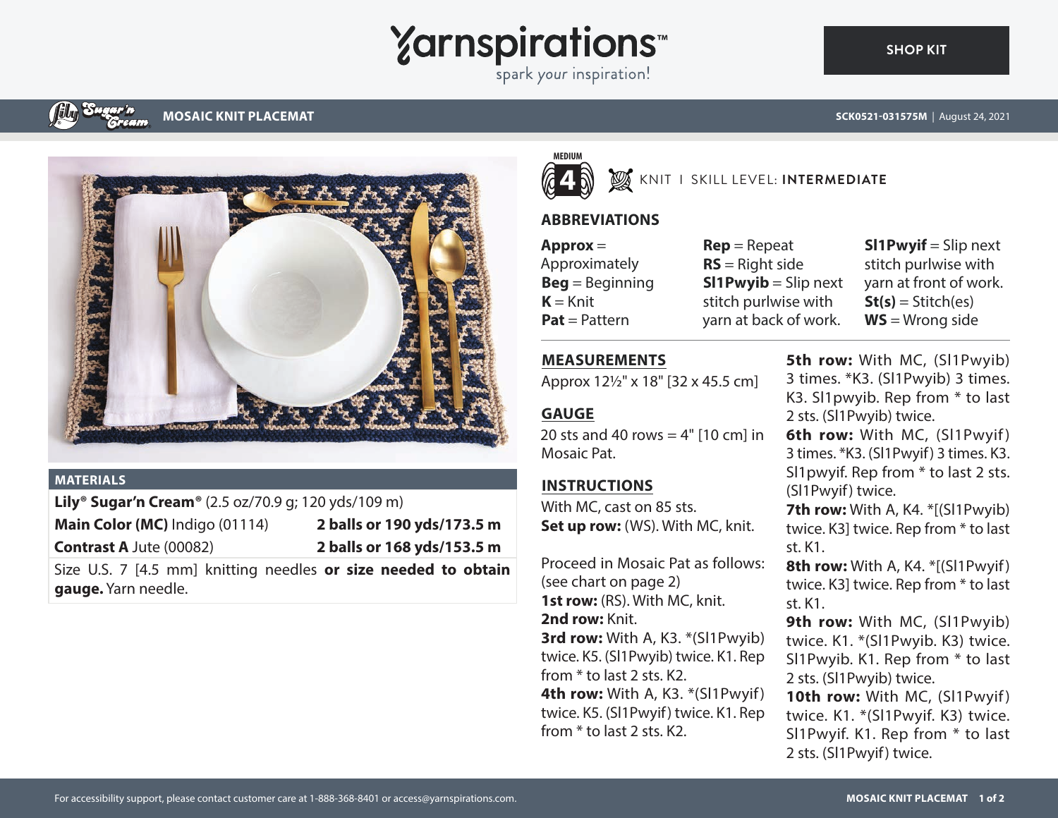# MOSAIC KNIT PLACEMAT

SCK0521-031575M | August 24, 2021

MEDIUM 4

KNIT | SKILL LEVEL: **INTERMEDIATE**

## ABBREVIATIONS

**Approx** = Approximately
**Beg** = Beginning
**K** = Knit
**Pat** = Pattern
**Rep** = Repeat
**RS** = Right side
**Sl1Pwyib** = Slip next stitch purlwise with yarn at back of work.
**Sl1Pwyif** = Slip next stitch purlwise with yarn at front of work.
**St(s)** = Stitch(es)
**WS** = Wrong side

## MATERIALS

**Lily® Sugar'n Cream®** (2.5 oz/70.9 g; 120 yds/109 m)

| | |
|---|---|
| **Main Color (MC)** Indigo (01114) | **2 balls or 190 yds/173.5 m** |
| **Contrast A** Jute (00082) | **2 balls or 168 yds/153.5 m** |

Size U.S. 7 [4.5 mm] knitting needles **or size needed to obtain gauge.** Yarn needle.

## MEASUREMENTS

Approx 12½" x 18" [32 x 45.5 cm]

## GAUGE

20 sts and 40 rows = 4" [10 cm] in Mosaic Pat.

## INSTRUCTIONS

With MC, cast on 85 sts.

**Set up row:** (WS). With MC, knit.

Proceed in Mosaic Pat as follows: (see chart on page 2)

**1st row:** (RS). With MC, knit.

**2nd row:** Knit.

**3rd row:** With A, K3. *(Sl1Pwyib) twice. K5. (Sl1Pwyib) twice. K1. Rep from * to last 2 sts. K2.

**4th row:** With A, K3. *(Sl1Pwyif) twice. K5. (Sl1Pwyif) twice. K1. Rep from * to last 2 sts. K2.

**5th row:** With MC, (Sl1Pwyib) 3 times. *K3. (Sl1Pwyib) 3 times. K3. Sl1pwyib. Rep from * to last 2 sts. (Sl1Pwyib) twice.

**6th row:** With MC, (Sl1Pwyif) 3 times. *K3. (Sl1Pwyif) 3 times. K3. Sl1pwyif. Rep from * to last 2 sts. (Sl1Pwyif) twice.

**7th row:** With A, K4. *[(Sl1Pwyib) twice. K3] twice. Rep from * to last st. K1.

**8th row:** With A, K4. *[(Sl1Pwyif) twice. K3] twice. Rep from * to last st. K1.

**9th row:** With MC, (Sl1Pwyib) twice. K1. *(Sl1Pwyib. K3) twice. Sl1Pwyib. K1. Rep from * to last 2 sts. (Sl1Pwyib) twice.

**10th row:** With MC, (Sl1Pwyif) twice. K1. *(Sl1Pwyif. K3) twice. Sl1Pwyif. K1. Rep from * to last 2 sts. (Sl1Pwyif) twice.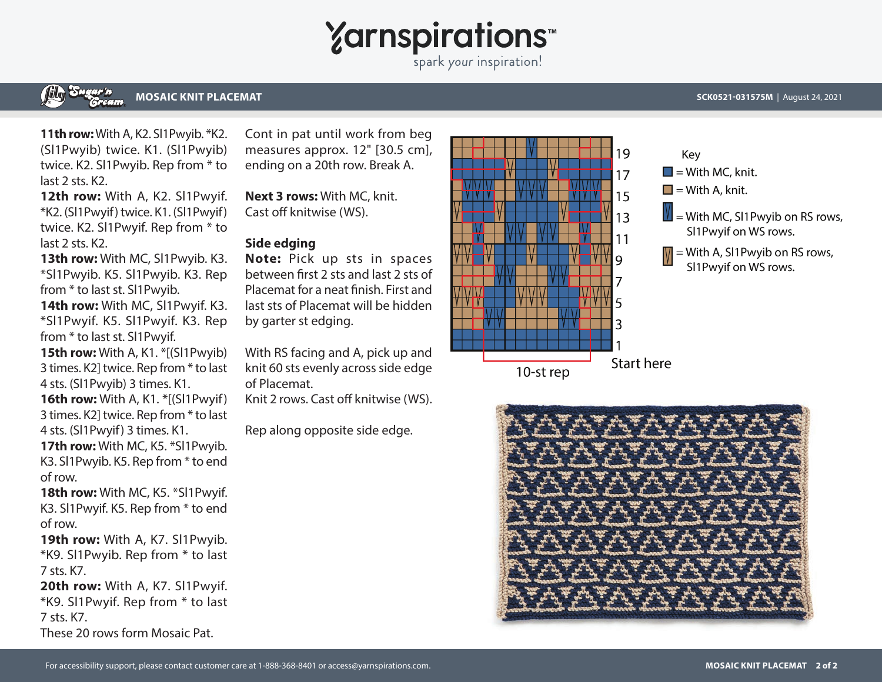**11th row:** With A, K2. Sl1Pwyib. *K2. (Sl1Pwyib) twice. K1. (Sl1Pwyib) twice. K2. Sl1Pwyib. Rep from * to last 2 sts. K2.
**12th row:** With A, K2. Sl1Pwyif. *K2. (Sl1Pwyif) twice. K1. (Sl1Pwyif) twice. K2. Sl1Pwyif. Rep from * to last 2 sts. K2.
**13th row:** With MC, Sl1Pwyib. K3. *Sl1Pwyib. K5. Sl1Pwyib. K3. Rep from * to last st. Sl1Pwyib.
**14th row:** With MC, Sl1Pwyif. K3. *Sl1Pwyif. K5. Sl1Pwyif. K3. Rep from * to last st. Sl1Pwyif.
**15th row:** With A, K1. *[(Sl1Pwyib) 3 times. K2] twice. Rep from * to last 4 sts. (Sl1Pwyib) 3 times. K1.
**16th row:** With A, K1. *[(Sl1Pwyif) 3 times. K2] twice. Rep from * to last 4 sts. (Sl1Pwyif) 3 times. K1.
**17th row:** With MC, K5. *Sl1Pwyib. K3. Sl1Pwyib. K5. Rep from * to end of row.
**18th row:** With MC, K5. *Sl1Pwyif. K3. Sl1Pwyif. K5. Rep from * to end of row.
**19th row:** With A, K7. Sl1Pwyib. *K9. Sl1Pwyib. Rep from * to last 7 sts. K7.
**20th row:** With A, K7. Sl1Pwyif. *K9. Sl1Pwyif. Rep from * to last 7 sts. K7.
These 20 rows form Mosaic Pat.

Cont in pat until work from beg measures approx. 12" [30.5 cm], ending on a 20th row. Break A.

**Next 3 rows:** With MC, knit. Cast off knitwise (WS).

**Side edging**

**Note:** Pick up sts in spaces between first 2 sts and last 2 sts of Placemat for a neat finish. First and last sts of Placemat will be hidden by garter st edging.

With RS facing and A, pick up and knit 60 sts evenly across side edge of Placemat.
Knit 2 rows. Cast off knitwise (WS).

Rep along opposite side edge.

19
17
15
13
11
9
7
5
3
1
Start here
10-st rep

Key
= With MC, knit.
= With A, knit.
= With MC, Sl1Pwyib on RS rows, Sl1Pwyif on WS rows.
= With A, Sl1Pwyib on RS rows, Sl1Pwyif on WS rows.